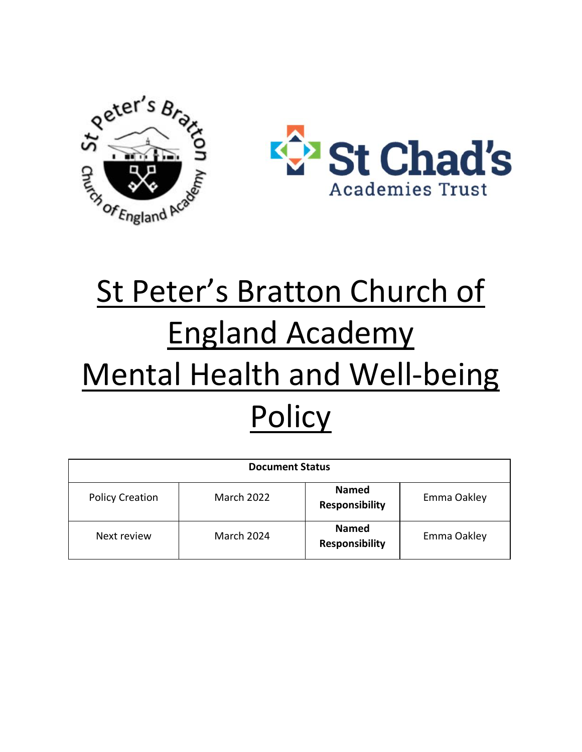# St Peter's Bratton Church of England Academy Mental Health and Well-being Policy

| Document Status | | | |
|---|---|---|---|
| Policy Creation | March 2022 | **Named Responsibility** | Emma Oakley |
| Next review | March 2024 | **Named Responsibility** | Emma Oakley |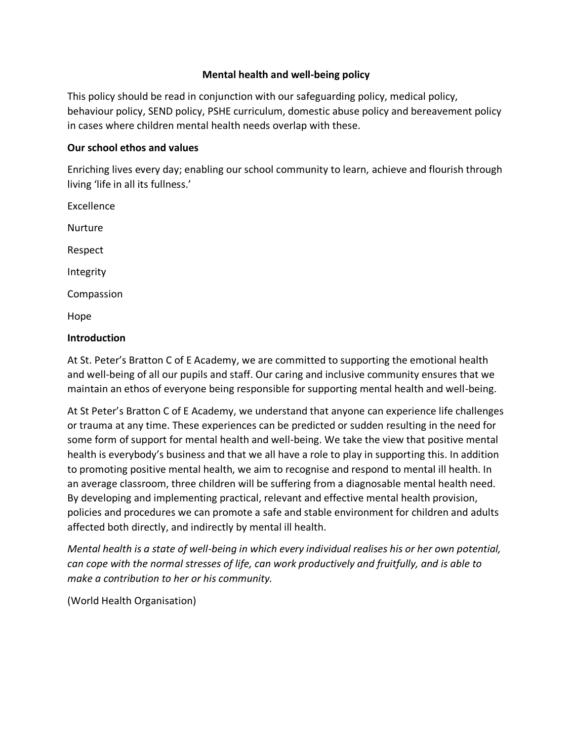# Mental health and well-being policy

This policy should be read in conjunction with our safeguarding policy, medical policy, behaviour policy, SEND policy, PSHE curriculum, domestic abuse policy and bereavement policy in cases where children mental health needs overlap with these.

**Our school ethos and values**

Enriching lives every day; enabling our school community to learn, achieve and flourish through living 'life in all its fullness.'

Excellence

Nurture

Respect

Integrity

Compassion

Hope

**Introduction**

At St. Peter's Bratton C of E Academy, we are committed to supporting the emotional health and well-being of all our pupils and staff. Our caring and inclusive community ensures that we maintain an ethos of everyone being responsible for supporting mental health and well-being.

At St Peter's Bratton C of E Academy, we understand that anyone can experience life challenges or trauma at any time. These experiences can be predicted or sudden resulting in the need for some form of support for mental health and well-being. We take the view that positive mental health is everybody's business and that we all have a role to play in supporting this. In addition to promoting positive mental health, we aim to recognise and respond to mental ill health. In an average classroom, three children will be suffering from a diagnosable mental health need. By developing and implementing practical, relevant and effective mental health provision, policies and procedures we can promote a safe and stable environment for children and adults affected both directly, and indirectly by mental ill health.

*Mental health is a state of well-being in which every individual realises his or her own potential, can cope with the normal stresses of life, can work productively and fruitfully, and is able to make a contribution to her or his community.*

(World Health Organisation)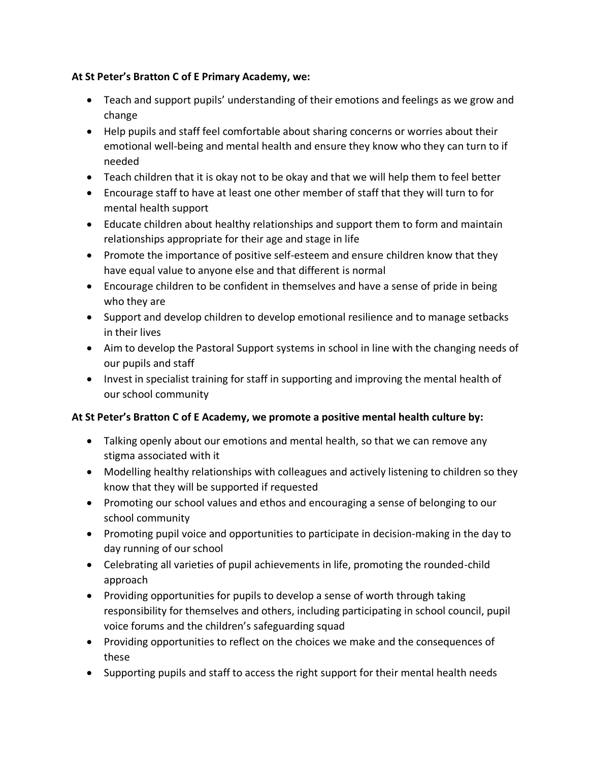**At St Peter's Bratton C of E Primary Academy, we:**

- Teach and support pupils' understanding of their emotions and feelings as we grow and change
- Help pupils and staff feel comfortable about sharing concerns or worries about their emotional well-being and mental health and ensure they know who they can turn to if needed
- Teach children that it is okay not to be okay and that we will help them to feel better
- Encourage staff to have at least one other member of staff that they will turn to for mental health support
- Educate children about healthy relationships and support them to form and maintain relationships appropriate for their age and stage in life
- Promote the importance of positive self-esteem and ensure children know that they have equal value to anyone else and that different is normal
- Encourage children to be confident in themselves and have a sense of pride in being who they are
- Support and develop children to develop emotional resilience and to manage setbacks in their lives
- Aim to develop the Pastoral Support systems in school in line with the changing needs of our pupils and staff
- Invest in specialist training for staff in supporting and improving the mental health of our school community

**At St Peter's Bratton C of E Academy, we promote a positive mental health culture by:**

- Talking openly about our emotions and mental health, so that we can remove any stigma associated with it
- Modelling healthy relationships with colleagues and actively listening to children so they know that they will be supported if requested
- Promoting our school values and ethos and encouraging a sense of belonging to our school community
- Promoting pupil voice and opportunities to participate in decision-making in the day to day running of our school
- Celebrating all varieties of pupil achievements in life, promoting the rounded-child approach
- Providing opportunities for pupils to develop a sense of worth through taking responsibility for themselves and others, including participating in school council, pupil voice forums and the children's safeguarding squad
- Providing opportunities to reflect on the choices we make and the consequences of these
- Supporting pupils and staff to access the right support for their mental health needs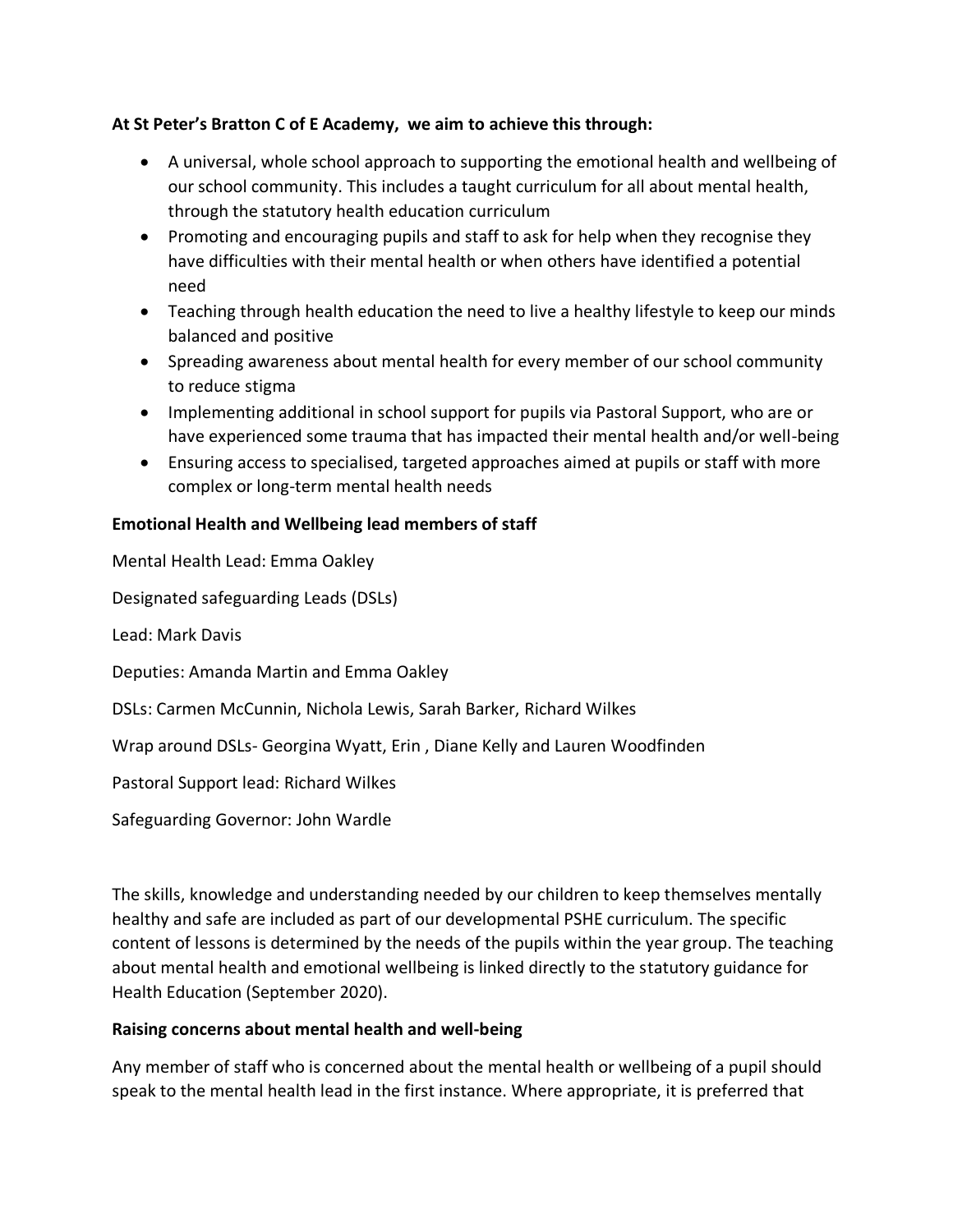**At St Peter's Bratton C of E Academy,  we aim to achieve this through:**

- A universal, whole school approach to supporting the emotional health and wellbeing of our school community. This includes a taught curriculum for all about mental health, through the statutory health education curriculum
- Promoting and encouraging pupils and staff to ask for help when they recognise they have difficulties with their mental health or when others have identified a potential need
- Teaching through health education the need to live a healthy lifestyle to keep our minds balanced and positive
- Spreading awareness about mental health for every member of our school community to reduce stigma
- Implementing additional in school support for pupils via Pastoral Support, who are or have experienced some trauma that has impacted their mental health and/or well-being
- Ensuring access to specialised, targeted approaches aimed at pupils or staff with more complex or long-term mental health needs

**Emotional Health and Wellbeing lead members of staff**

Mental Health Lead: Emma Oakley

Designated safeguarding Leads (DSLs)

Lead: Mark Davis

Deputies: Amanda Martin and Emma Oakley

DSLs: Carmen McCunnin, Nichola Lewis, Sarah Barker, Richard Wilkes

Wrap around DSLs- Georgina Wyatt, Erin , Diane Kelly and Lauren Woodfinden

Pastoral Support lead: Richard Wilkes

Safeguarding Governor: John Wardle

The skills, knowledge and understanding needed by our children to keep themselves mentally healthy and safe are included as part of our developmental PSHE curriculum. The specific content of lessons is determined by the needs of the pupils within the year group. The teaching about mental health and emotional wellbeing is linked directly to the statutory guidance for Health Education (September 2020).

**Raising concerns about mental health and well-being**

Any member of staff who is concerned about the mental health or wellbeing of a pupil should speak to the mental health lead in the first instance. Where appropriate, it is preferred that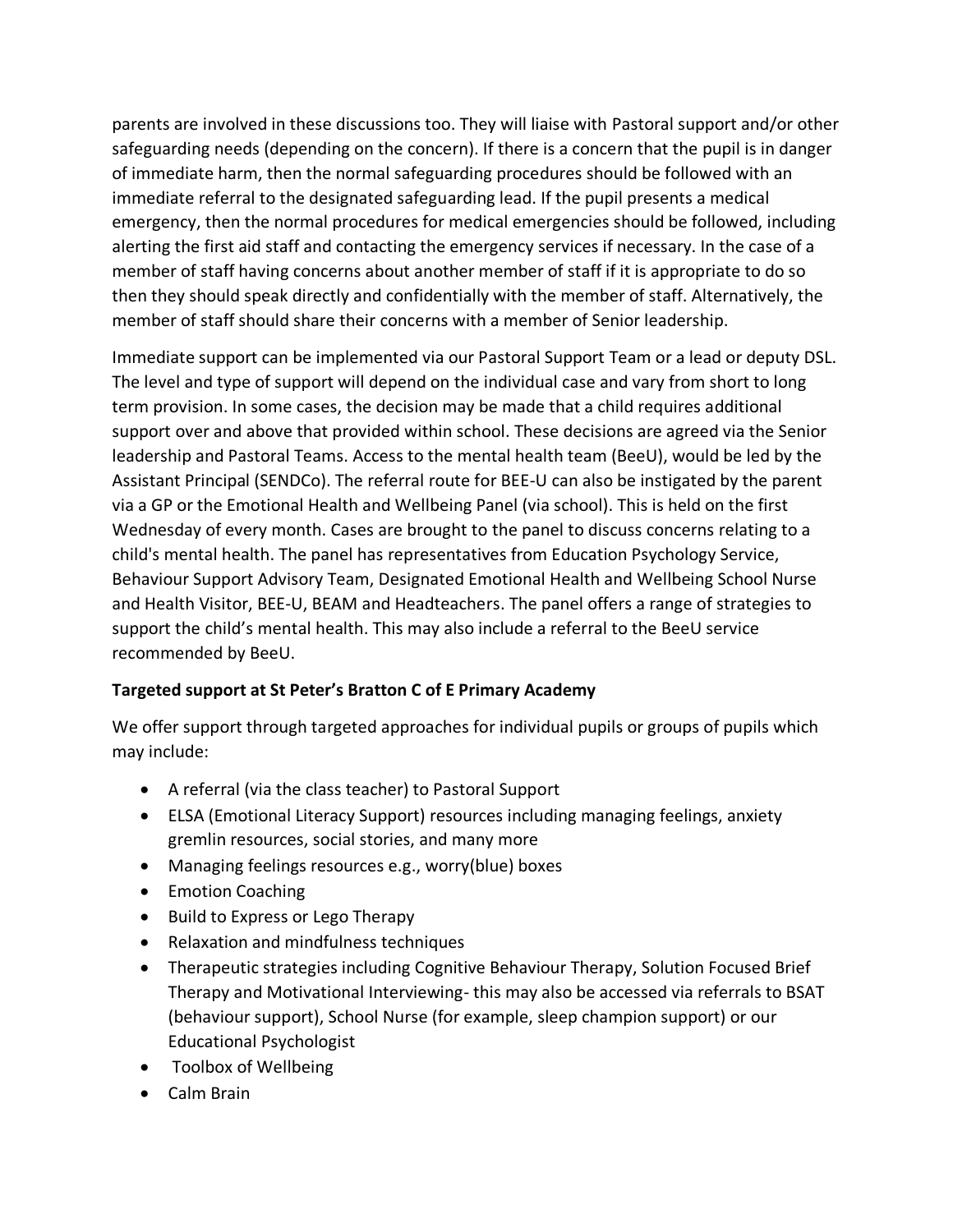parents are involved in these discussions too. They will liaise with Pastoral support and/or other safeguarding needs (depending on the concern). If there is a concern that the pupil is in danger of immediate harm, then the normal safeguarding procedures should be followed with an immediate referral to the designated safeguarding lead. If the pupil presents a medical emergency, then the normal procedures for medical emergencies should be followed, including alerting the first aid staff and contacting the emergency services if necessary. In the case of a member of staff having concerns about another member of staff if it is appropriate to do so then they should speak directly and confidentially with the member of staff. Alternatively, the member of staff should share their concerns with a member of Senior leadership.

Immediate support can be implemented via our Pastoral Support Team or a lead or deputy DSL. The level and type of support will depend on the individual case and vary from short to long term provision. In some cases, the decision may be made that a child requires additional support over and above that provided within school. These decisions are agreed via the Senior leadership and Pastoral Teams. Access to the mental health team (BeeU), would be led by the Assistant Principal (SENDCo). The referral route for BEE-U can also be instigated by the parent via a GP or the Emotional Health and Wellbeing Panel (via school). This is held on the first Wednesday of every month. Cases are brought to the panel to discuss concerns relating to a child's mental health. The panel has representatives from Education Psychology Service, Behaviour Support Advisory Team, Designated Emotional Health and Wellbeing School Nurse and Health Visitor, BEE-U, BEAM and Headteachers. The panel offers a range of strategies to support the child's mental health. This may also include a referral to the BeeU service recommended by BeeU.

**Targeted support at St Peter's Bratton C of E Primary Academy**

We offer support through targeted approaches for individual pupils or groups of pupils which may include:

- A referral (via the class teacher) to Pastoral Support
- ELSA (Emotional Literacy Support) resources including managing feelings, anxiety gremlin resources, social stories, and many more
- Managing feelings resources e.g., worry(blue) boxes
- Emotion Coaching
- Build to Express or Lego Therapy
- Relaxation and mindfulness techniques
- Therapeutic strategies including Cognitive Behaviour Therapy, Solution Focused Brief Therapy and Motivational Interviewing- this may also be accessed via referrals to BSAT (behaviour support), School Nurse (for example, sleep champion support) or our Educational Psychologist
- Toolbox of Wellbeing
- Calm Brain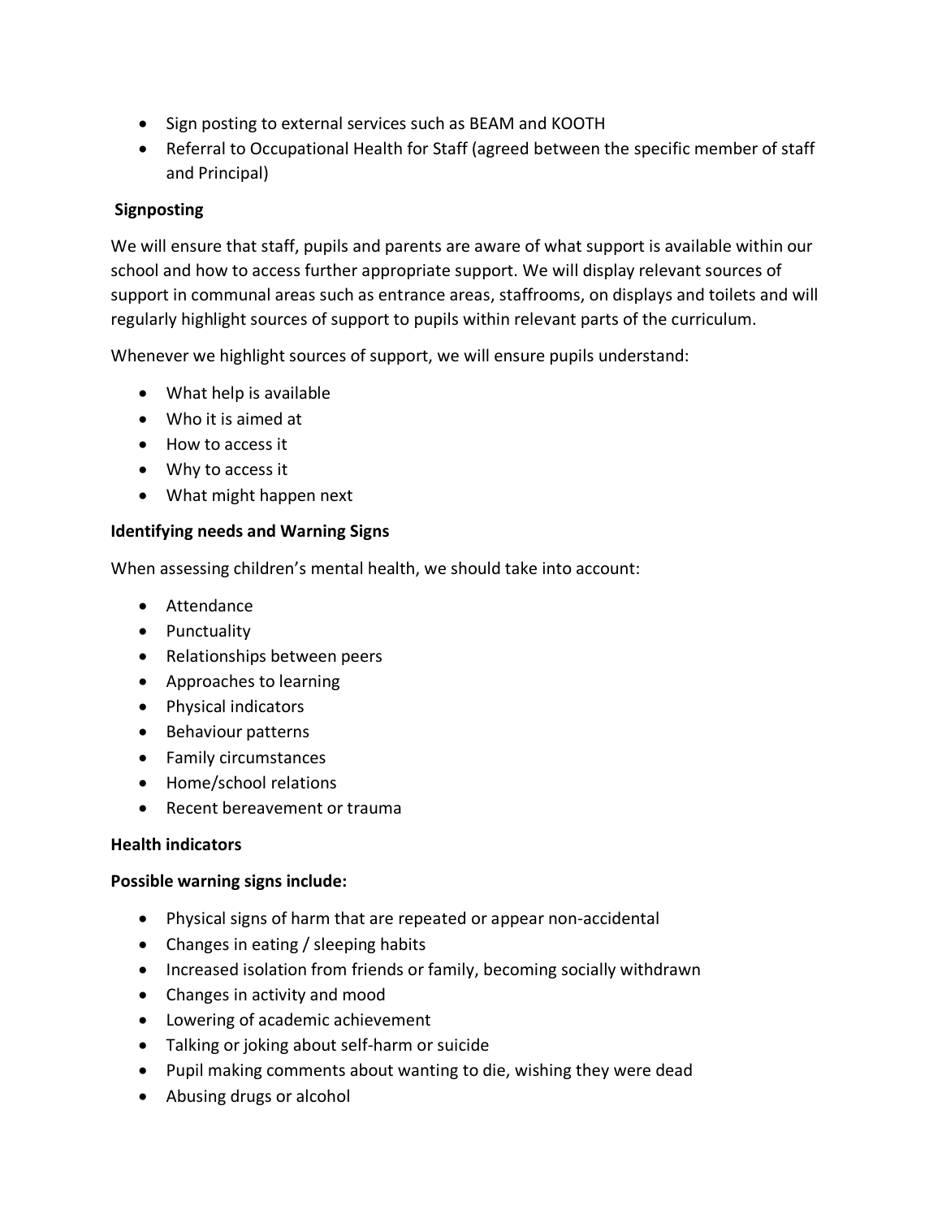- Sign posting to external services such as BEAM and KOOTH
- Referral to Occupational Health for Staff (agreed between the specific member of staff and Principal)

**Signposting**

We will ensure that staff, pupils and parents are aware of what support is available within our school and how to access further appropriate support. We will display relevant sources of support in communal areas such as entrance areas, staffrooms, on displays and toilets and will regularly highlight sources of support to pupils within relevant parts of the curriculum.

Whenever we highlight sources of support, we will ensure pupils understand:

- What help is available
- Who it is aimed at
- How to access it
- Why to access it
- What might happen next

**Identifying needs and Warning Signs**

When assessing children's mental health, we should take into account:

- Attendance
- Punctuality
- Relationships between peers
- Approaches to learning
- Physical indicators
- Behaviour patterns
- Family circumstances
- Home/school relations
- Recent bereavement or trauma

**Health indicators**

**Possible warning signs include:**

- Physical signs of harm that are repeated or appear non-accidental
- Changes in eating / sleeping habits
- Increased isolation from friends or family, becoming socially withdrawn
- Changes in activity and mood
- Lowering of academic achievement
- Talking or joking about self-harm or suicide
- Pupil making comments about wanting to die, wishing they were dead
- Abusing drugs or alcohol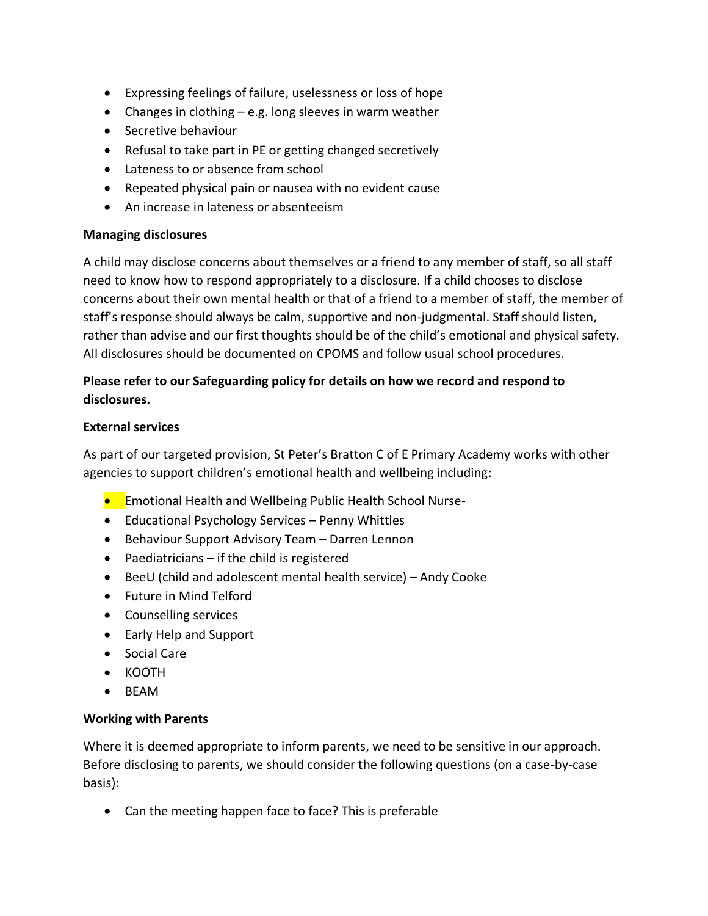- Expressing feelings of failure, uselessness or loss of hope
- Changes in clothing – e.g. long sleeves in warm weather
- Secretive behaviour
- Refusal to take part in PE or getting changed secretively
- Lateness to or absence from school
- Repeated physical pain or nausea with no evident cause
- An increase in lateness or absenteeism

**Managing disclosures**

A child may disclose concerns about themselves or a friend to any member of staff, so all staff need to know how to respond appropriately to a disclosure. If a child chooses to disclose concerns about their own mental health or that of a friend to a member of staff, the member of staff's response should always be calm, supportive and non-judgmental. Staff should listen, rather than advise and our first thoughts should be of the child's emotional and physical safety. All disclosures should be documented on CPOMS and follow usual school procedures.

**Please refer to our Safeguarding policy for details on how we record and respond to disclosures.**

**External services**

As part of our targeted provision, St Peter's Bratton C of E Primary Academy works with other agencies to support children's emotional health and wellbeing including:

- Emotional Health and Wellbeing Public Health School Nurse-
- Educational Psychology Services – Penny Whittles
- Behaviour Support Advisory Team – Darren Lennon
- Paediatricians – if the child is registered
- BeeU (child and adolescent mental health service) – Andy Cooke
- Future in Mind Telford
- Counselling services
- Early Help and Support
- Social Care
- KOOTH
- BEAM

**Working with Parents**

Where it is deemed appropriate to inform parents, we need to be sensitive in our approach. Before disclosing to parents, we should consider the following questions (on a case-by-case basis):

- Can the meeting happen face to face? This is preferable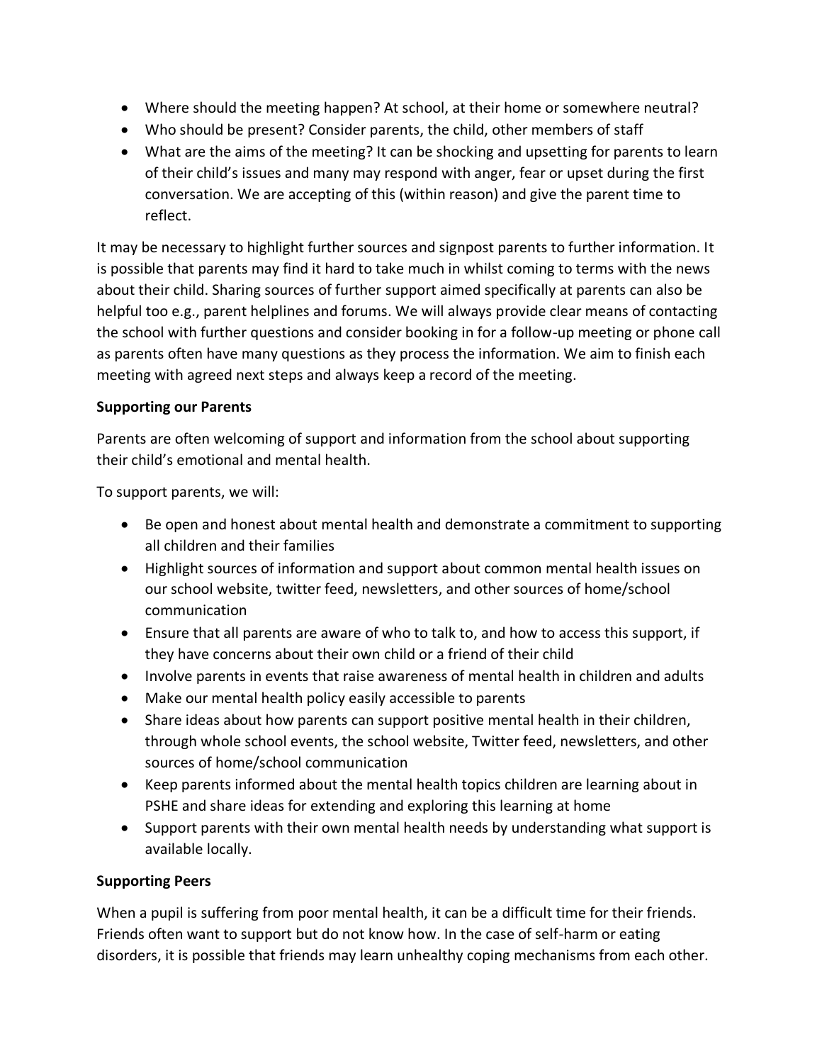- Where should the meeting happen? At school, at their home or somewhere neutral?
- Who should be present? Consider parents, the child, other members of staff
- What are the aims of the meeting? It can be shocking and upsetting for parents to learn of their child's issues and many may respond with anger, fear or upset during the first conversation. We are accepting of this (within reason) and give the parent time to reflect.

It may be necessary to highlight further sources and signpost parents to further information. It is possible that parents may find it hard to take much in whilst coming to terms with the news about their child. Sharing sources of further support aimed specifically at parents can also be helpful too e.g., parent helplines and forums. We will always provide clear means of contacting the school with further questions and consider booking in for a follow-up meeting or phone call as parents often have many questions as they process the information. We aim to finish each meeting with agreed next steps and always keep a record of the meeting.

**Supporting our Parents**

Parents are often welcoming of support and information from the school about supporting their child's emotional and mental health.

To support parents, we will:

- Be open and honest about mental health and demonstrate a commitment to supporting all children and their families
- Highlight sources of information and support about common mental health issues on our school website, twitter feed, newsletters, and other sources of home/school communication
- Ensure that all parents are aware of who to talk to, and how to access this support, if they have concerns about their own child or a friend of their child
- Involve parents in events that raise awareness of mental health in children and adults
- Make our mental health policy easily accessible to parents
- Share ideas about how parents can support positive mental health in their children, through whole school events, the school website, Twitter feed, newsletters, and other sources of home/school communication
- Keep parents informed about the mental health topics children are learning about in PSHE and share ideas for extending and exploring this learning at home
- Support parents with their own mental health needs by understanding what support is available locally.

**Supporting Peers**

When a pupil is suffering from poor mental health, it can be a difficult time for their friends. Friends often want to support but do not know how. In the case of self-harm or eating disorders, it is possible that friends may learn unhealthy coping mechanisms from each other.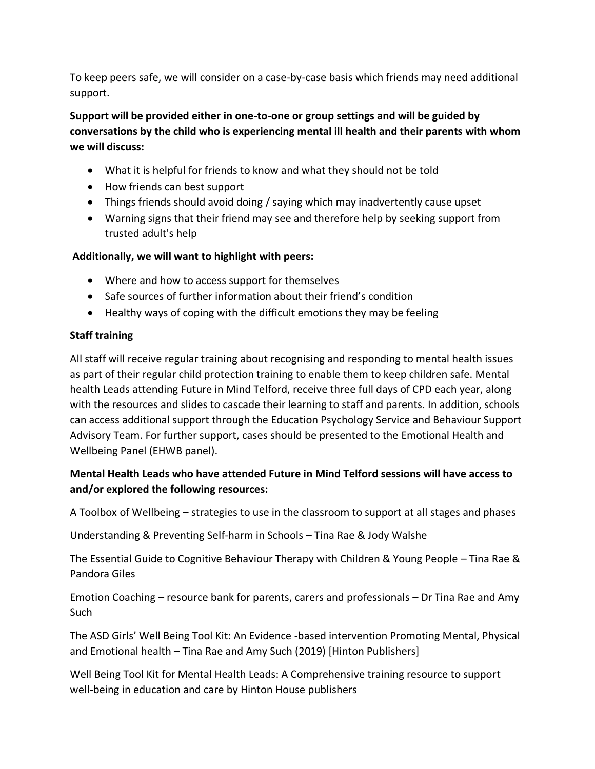To keep peers safe, we will consider on a case-by-case basis which friends may need additional support.

**Support will be provided either in one-to-one or group settings and will be guided by conversations by the child who is experiencing mental ill health and their parents with whom we will discuss:**

- What it is helpful for friends to know and what they should not be told
- How friends can best support
- Things friends should avoid doing / saying which may inadvertently cause upset
- Warning signs that their friend may see and therefore help by seeking support from trusted adult's help

**Additionally, we will want to highlight with peers:**

- Where and how to access support for themselves
- Safe sources of further information about their friend's condition
- Healthy ways of coping with the difficult emotions they may be feeling

**Staff training**

All staff will receive regular training about recognising and responding to mental health issues as part of their regular child protection training to enable them to keep children safe. Mental health Leads attending Future in Mind Telford, receive three full days of CPD each year, along with the resources and slides to cascade their learning to staff and parents. In addition, schools can access additional support through the Education Psychology Service and Behaviour Support Advisory Team. For further support, cases should be presented to the Emotional Health and Wellbeing Panel (EHWB panel).

**Mental Health Leads who have attended Future in Mind Telford sessions will have access to and/or explored the following resources:**

A Toolbox of Wellbeing – strategies to use in the classroom to support at all stages and phases

Understanding & Preventing Self-harm in Schools – Tina Rae & Jody Walshe

The Essential Guide to Cognitive Behaviour Therapy with Children & Young People – Tina Rae & Pandora Giles

Emotion Coaching – resource bank for parents, carers and professionals – Dr Tina Rae and Amy Such

The ASD Girls' Well Being Tool Kit: An Evidence -based intervention Promoting Mental, Physical and Emotional health – Tina Rae and Amy Such (2019) [Hinton Publishers]

Well Being Tool Kit for Mental Health Leads: A Comprehensive training resource to support well-being in education and care by Hinton House publishers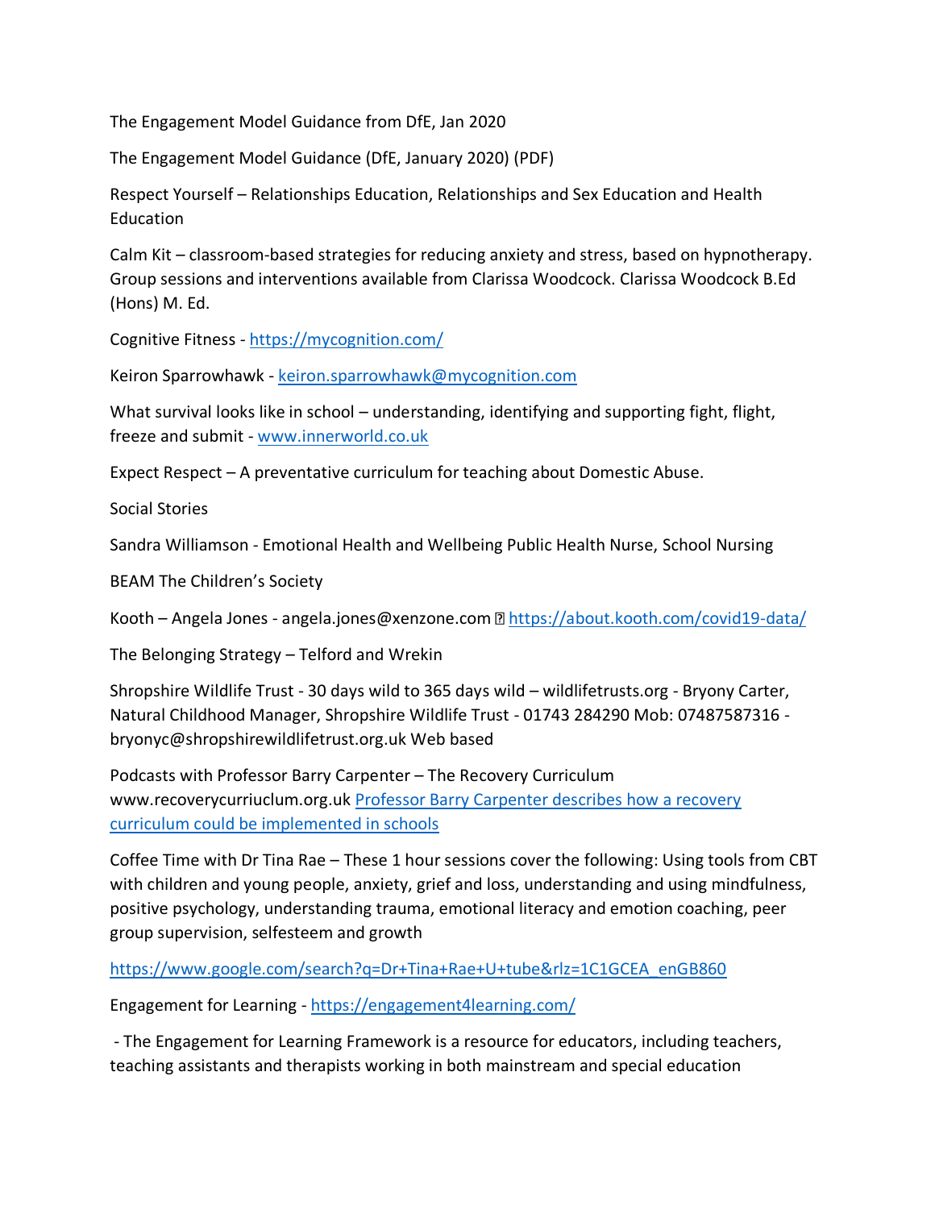The Engagement Model Guidance from DfE, Jan 2020

The Engagement Model Guidance (DfE, January 2020) (PDF)

Respect Yourself – Relationships Education, Relationships and Sex Education and Health Education

Calm Kit – classroom-based strategies for reducing anxiety and stress, based on hypnotherapy. Group sessions and interventions available from Clarissa Woodcock. Clarissa Woodcock B.Ed (Hons) M. Ed.

Cognitive Fitness - https://mycognition.com/

Keiron Sparrowhawk - keiron.sparrowhawk@mycognition.com

What survival looks like in school – understanding, identifying and supporting fight, flight, freeze and submit - www.innerworld.co.uk

Expect Respect – A preventative curriculum for teaching about Domestic Abuse.

Social Stories

Sandra Williamson - Emotional Health and Wellbeing Public Health Nurse, School Nursing

BEAM The Children's Society

Kooth – Angela Jones - angela.jones@xenzone.com https://about.kooth.com/covid19-data/

The Belonging Strategy – Telford and Wrekin

Shropshire Wildlife Trust - 30 days wild to 365 days wild – wildlifetrusts.org - Bryony Carter, Natural Childhood Manager, Shropshire Wildlife Trust - 01743 284290 Mob: 07487587316 - bryonyc@shropshirewildlifetrust.org.uk Web based

Podcasts with Professor Barry Carpenter – The Recovery Curriculum www.recoverycurriuclum.org.uk Professor Barry Carpenter describes how a recovery curriculum could be implemented in schools

Coffee Time with Dr Tina Rae – These 1 hour sessions cover the following: Using tools from CBT with children and young people, anxiety, grief and loss, understanding and using mindfulness, positive psychology, understanding trauma, emotional literacy and emotion coaching, peer group supervision, selfesteem and growth

https://www.google.com/search?q=Dr+Tina+Rae+U+tube&rlz=1C1GCEA_enGB860

Engagement for Learning - https://engagement4learning.com/

- The Engagement for Learning Framework is a resource for educators, including teachers, teaching assistants and therapists working in both mainstream and special education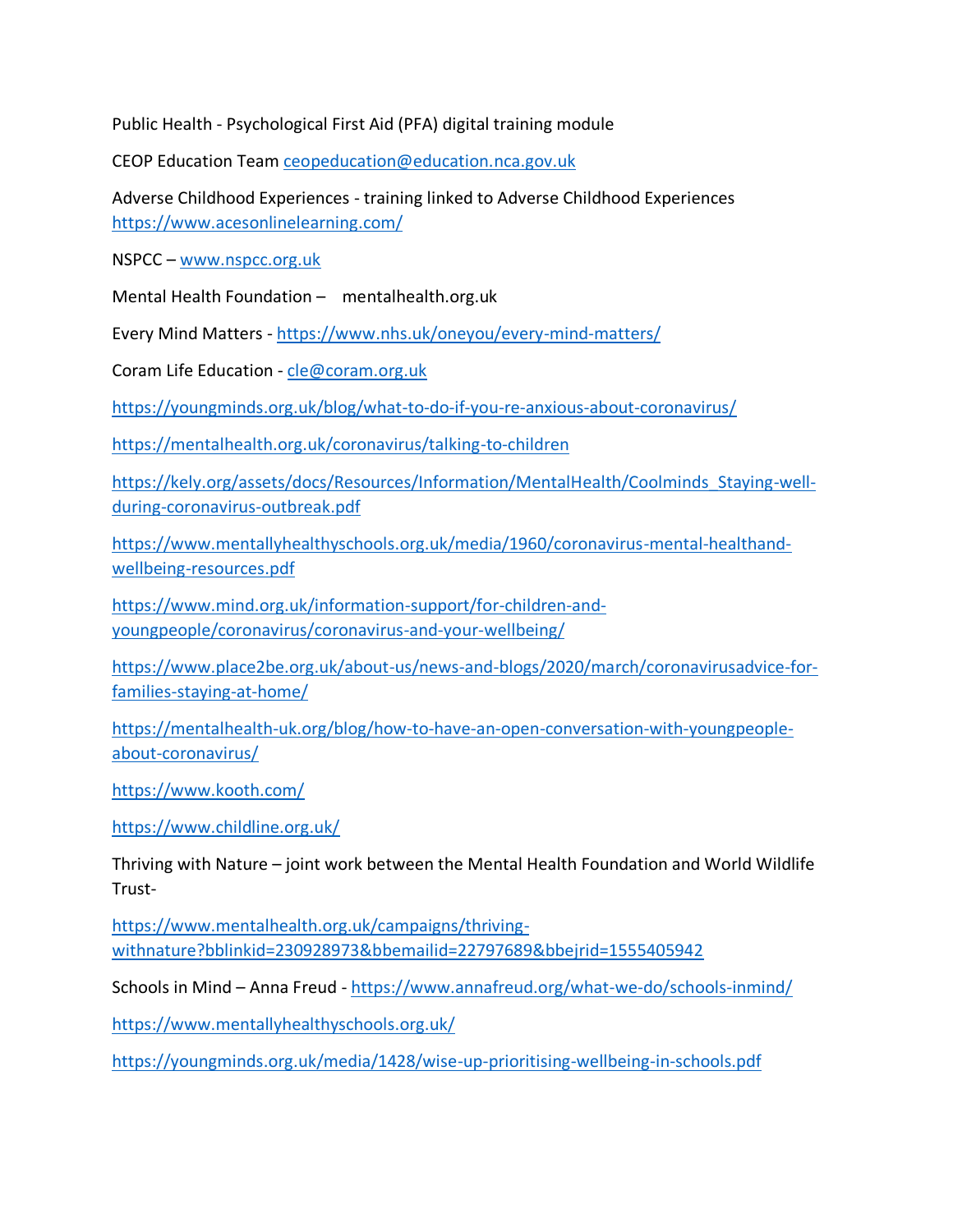Public Health - Psychological First Aid (PFA) digital training module

CEOP Education Team ceopeducation@education.nca.gov.uk

Adverse Childhood Experiences - training linked to Adverse Childhood Experiences https://www.acesonlinelearning.com/

NSPCC – www.nspcc.org.uk

Mental Health Foundation – mentalhealth.org.uk

Every Mind Matters - https://www.nhs.uk/oneyou/every-mind-matters/

Coram Life Education - cle@coram.org.uk

https://youngminds.org.uk/blog/what-to-do-if-you-re-anxious-about-coronavirus/

https://mentalhealth.org.uk/coronavirus/talking-to-children

https://kely.org/assets/docs/Resources/Information/MentalHealth/Coolminds_Staying-well-during-coronavirus-outbreak.pdf

https://www.mentallyhealthyschools.org.uk/media/1960/coronavirus-mental-healthand-wellbeing-resources.pdf

https://www.mind.org.uk/information-support/for-children-and-youngpeople/coronavirus/coronavirus-and-your-wellbeing/

https://www.place2be.org.uk/about-us/news-and-blogs/2020/march/coronavirusadvice-for-families-staying-at-home/

https://mentalhealth-uk.org/blog/how-to-have-an-open-conversation-with-youngpeople-about-coronavirus/

https://www.kooth.com/

https://www.childline.org.uk/

Thriving with Nature – joint work between the Mental Health Foundation and World Wildlife Trust-

https://www.mentalhealth.org.uk/campaigns/thriving-withnature?bblinkid=230928973&bbemailid=22797689&bbejrid=1555405942

Schools in Mind – Anna Freud - https://www.annafreud.org/what-we-do/schools-inmind/

https://www.mentallyhealthyschools.org.uk/

https://youngminds.org.uk/media/1428/wise-up-prioritising-wellbeing-in-schools.pdf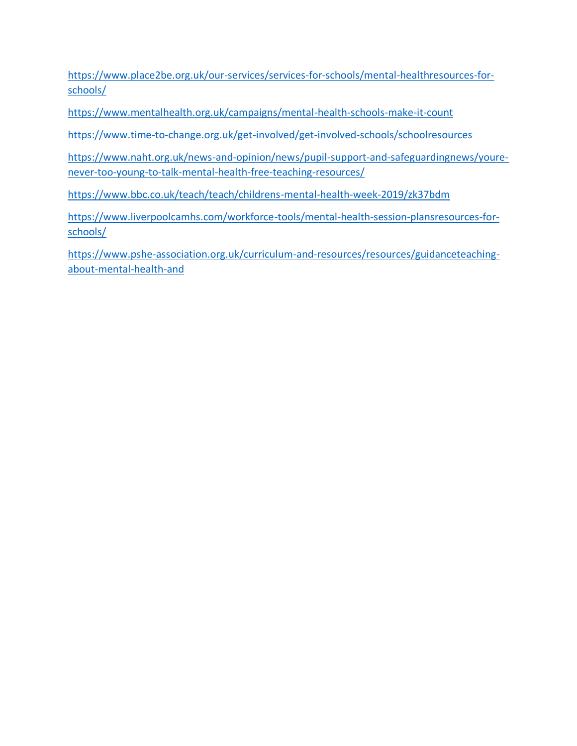https://www.place2be.org.uk/our-services/services-for-schools/mental-healthresources-for-schools/

https://www.mentalhealth.org.uk/campaigns/mental-health-schools-make-it-count

https://www.time-to-change.org.uk/get-involved/get-involved-schools/schoolresources

https://www.naht.org.uk/news-and-opinion/news/pupil-support-and-safeguardingnews/youre-never-too-young-to-talk-mental-health-free-teaching-resources/

https://www.bbc.co.uk/teach/teach/childrens-mental-health-week-2019/zk37bdm

https://www.liverpoolcamhs.com/workforce-tools/mental-health-session-plansresources-for-schools/

https://www.pshe-association.org.uk/curriculum-and-resources/resources/guidanceteaching-about-mental-health-and